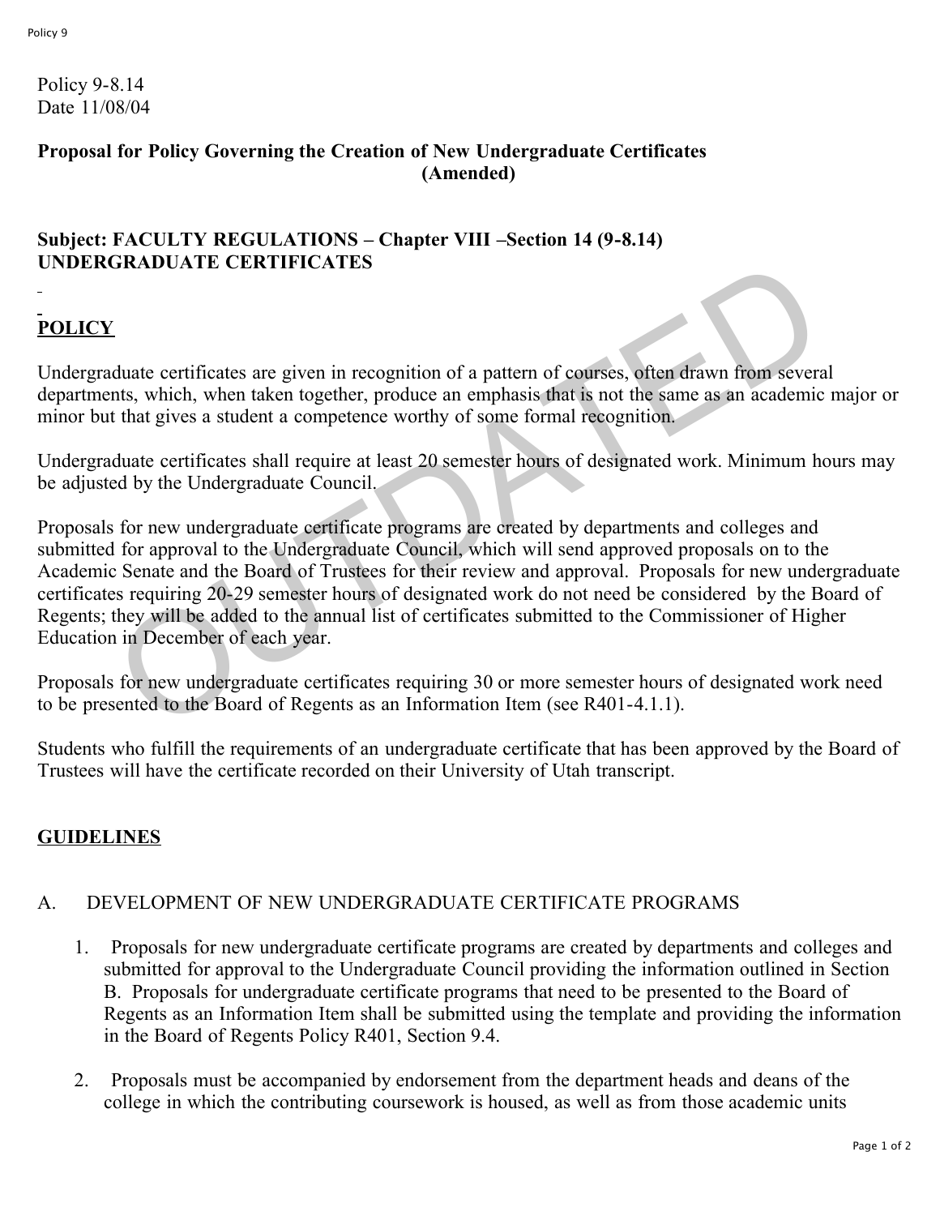Policy 9-8.14
Date 11/08/04

**Proposal for Policy Governing the Creation of New Undergraduate Certificates (Amended)**

**Subject: FACULTY REGULATIONS – Chapter VIII –Section 14 (9-8.14) UNDERGRADUATE CERTIFICATES**

## POLICY

Undergraduate certificates are given in recognition of a pattern of courses, often drawn from several departments, which, when taken together, produce an emphasis that is not the same as an academic major or minor but that gives a student a competence worthy of some formal recognition.

Undergraduate certificates shall require at least 20 semester hours of designated work. Minimum hours may be adjusted by the Undergraduate Council.

Proposals for new undergraduate certificate programs are created by departments and colleges and submitted for approval to the Undergraduate Council, which will send approved proposals on to the Academic Senate and the Board of Trustees for their review and approval. Proposals for new undergraduate certificates requiring 20-29 semester hours of designated work do not need be considered by the Board of Regents; they will be added to the annual list of certificates submitted to the Commissioner of Higher Education in December of each year.

Proposals for new undergraduate certificates requiring 30 or more semester hours of designated work need to be presented to the Board of Regents as an Information Item (see R401-4.1.1).

Students who fulfill the requirements of an undergraduate certificate that has been approved by the Board of Trustees will have the certificate recorded on their University of Utah transcript.

## GUIDELINES

A. DEVELOPMENT OF NEW UNDERGRADUATE CERTIFICATE PROGRAMS

1. Proposals for new undergraduate certificate programs are created by departments and colleges and submitted for approval to the Undergraduate Council providing the information outlined in Section B. Proposals for undergraduate certificate programs that need to be presented to the Board of Regents as an Information Item shall be submitted using the template and providing the information in the Board of Regents Policy R401, Section 9.4.

2. Proposals must be accompanied by endorsement from the department heads and deans of the college in which the contributing coursework is housed, as well as from those academic units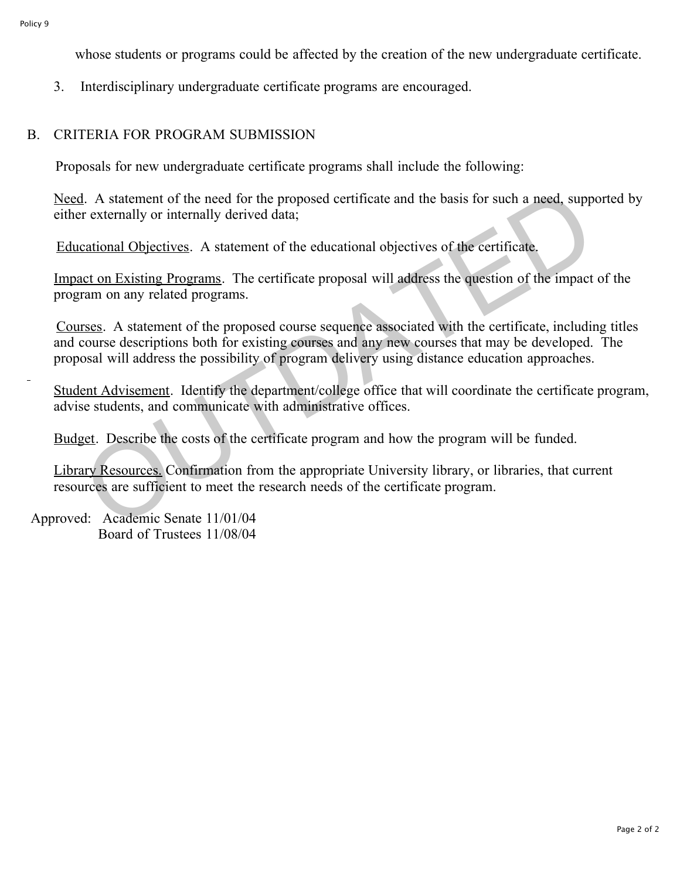whose students or programs could be affected by the creation of the new undergraduate certificate.

3. Interdisciplinary undergraduate certificate programs are encouraged.

## B. CRITERIA FOR PROGRAM SUBMISSION

Proposals for new undergraduate certificate programs shall include the following:

Need. A statement of the need for the proposed certificate and the basis for such a need, supported by either externally or internally derived data;

Educational Objectives. A statement of the educational objectives of the certificate.

Impact on Existing Programs. The certificate proposal will address the question of the impact of the program on any related programs.

Courses. A statement of the proposed course sequence associated with the certificate, including titles and course descriptions both for existing courses and any new courses that may be developed. The proposal will address the possibility of program delivery using distance education approaches.

Student Advisement. Identify the department/college office that will coordinate the certificate program, advise students, and communicate with administrative offices.

Budget. Describe the costs of the certificate program and how the program will be funded.

Library Resources. Confirmation from the appropriate University library, or libraries, that current resources are sufficient to meet the research needs of the certificate program.

Approved: Academic Senate 11/01/04
Board of Trustees 11/08/04

OUTDATED